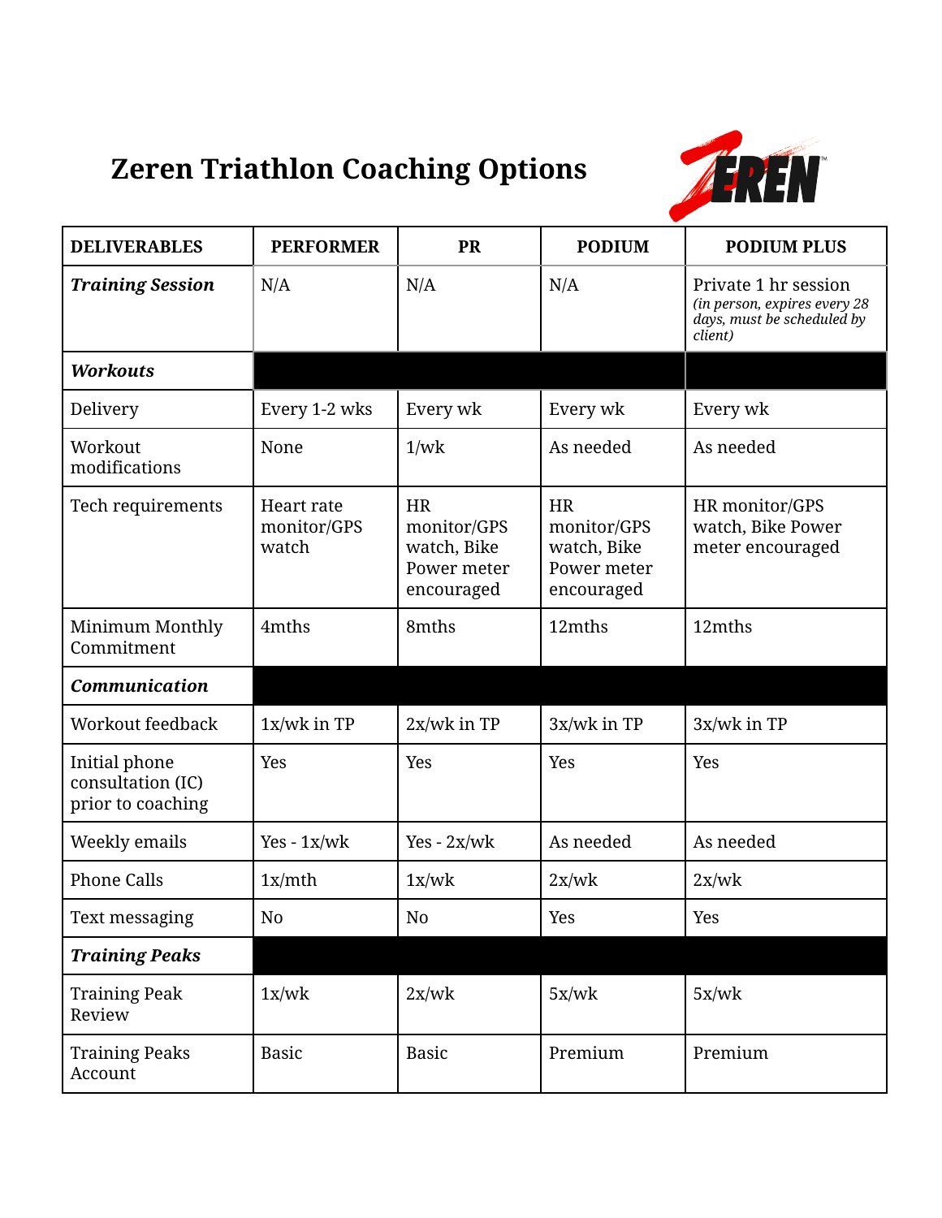# Zeren Triathlon Coaching Options

| DELIVERABLES | PERFORMER | PR | PODIUM | PODIUM PLUS |
|---|---|---|---|---|
| ***Training Session*** | N/A | N/A | N/A | Private 1 hr session *(in person, expires every 28 days, must be scheduled by client)* |
| ***Workouts*** | | | | |
| Delivery | Every 1-2 wks | Every wk | Every wk | Every wk |
| Workout modifications | None | 1/wk | As needed | As needed |
| Tech requirements | Heart rate monitor/GPS watch | HR monitor/GPS watch, Bike Power meter encouraged | HR monitor/GPS watch, Bike Power meter encouraged | HR monitor/GPS watch, Bike Power meter encouraged |
| Minimum Monthly Commitment | 4mths | 8mths | 12mths | 12mths |
| ***Communication*** | | | | |
| Workout feedback | 1x/wk in TP | 2x/wk in TP | 3x/wk in TP | 3x/wk in TP |
| Initial phone consultation (IC) prior to coaching | Yes | Yes | Yes | Yes |
| Weekly emails | Yes - 1x/wk | Yes - 2x/wk | As needed | As needed |
| Phone Calls | 1x/mth | 1x/wk | 2x/wk | 2x/wk |
| Text messaging | No | No | Yes | Yes |
| ***Training Peaks*** | | | | |
| Training Peak Review | 1x/wk | 2x/wk | 5x/wk | 5x/wk |
| Training Peaks Account | Basic | Basic | Premium | Premium |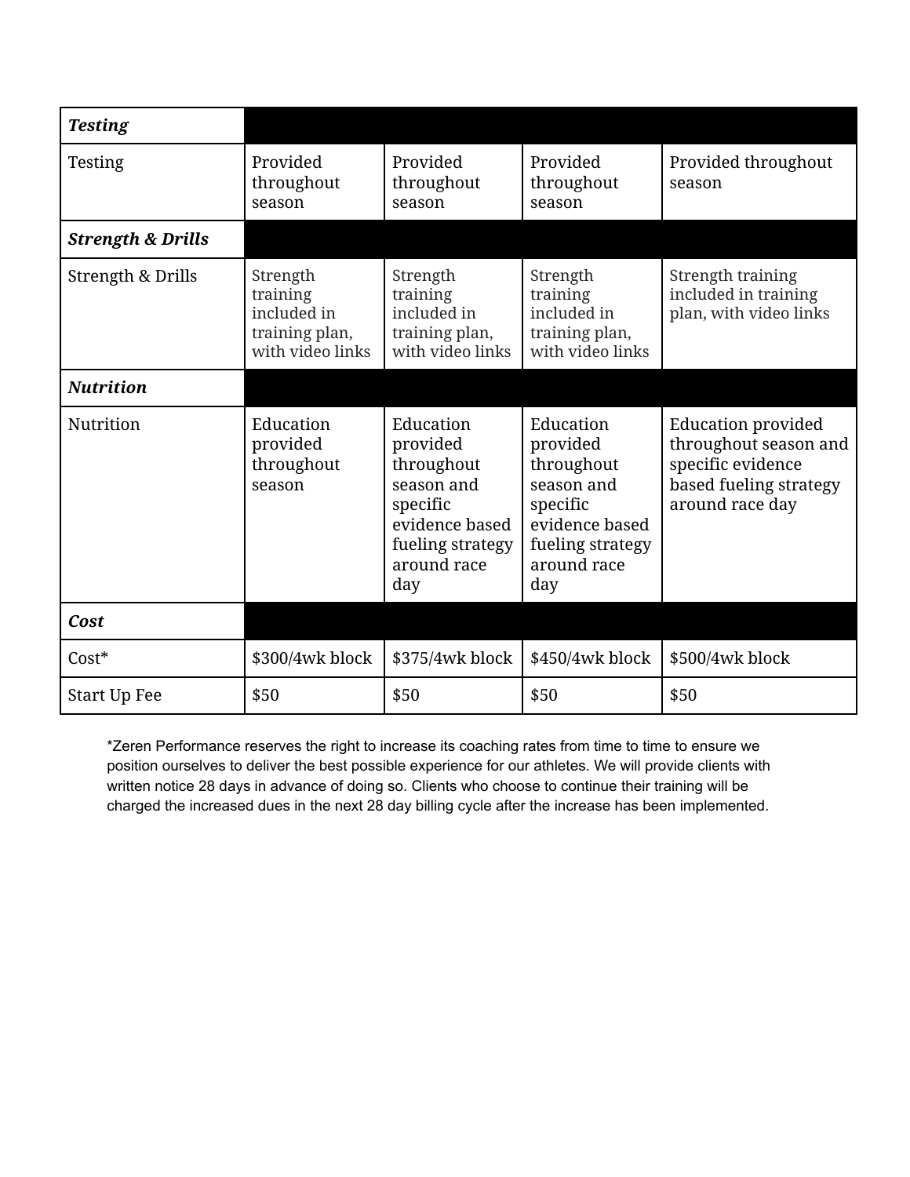| | | | | |
|---|---|---|---|---|
| ***Testing*** | | | | |
| Testing | Provided throughout season | Provided throughout season | Provided throughout season | Provided throughout season |
| ***Strength & Drills*** | | | | |
| Strength & Drills | Strength training included in training plan, with video links | Strength training included in training plan, with video links | Strength training included in training plan, with video links | Strength training included in training plan, with video links |
| ***Nutrition*** | | | | |
| Nutrition | Education provided throughout season | Education provided throughout season and specific evidence based fueling strategy around race day | Education provided throughout season and specific evidence based fueling strategy around race day | Education provided throughout season and specific evidence based fueling strategy around race day |
| ***Cost*** | | | | |
| Cost* | $300/4wk block | $375/4wk block | $450/4wk block | $500/4wk block |
| Start Up Fee | $50 | $50 | $50 | $50 |

*Zeren Performance reserves the right to increase its coaching rates from time to time to ensure we position ourselves to deliver the best possible experience for our athletes. We will provide clients with written notice 28 days in advance of doing so. Clients who choose to continue their training will be charged the increased dues in the next 28 day billing cycle after the increase has been implemented.